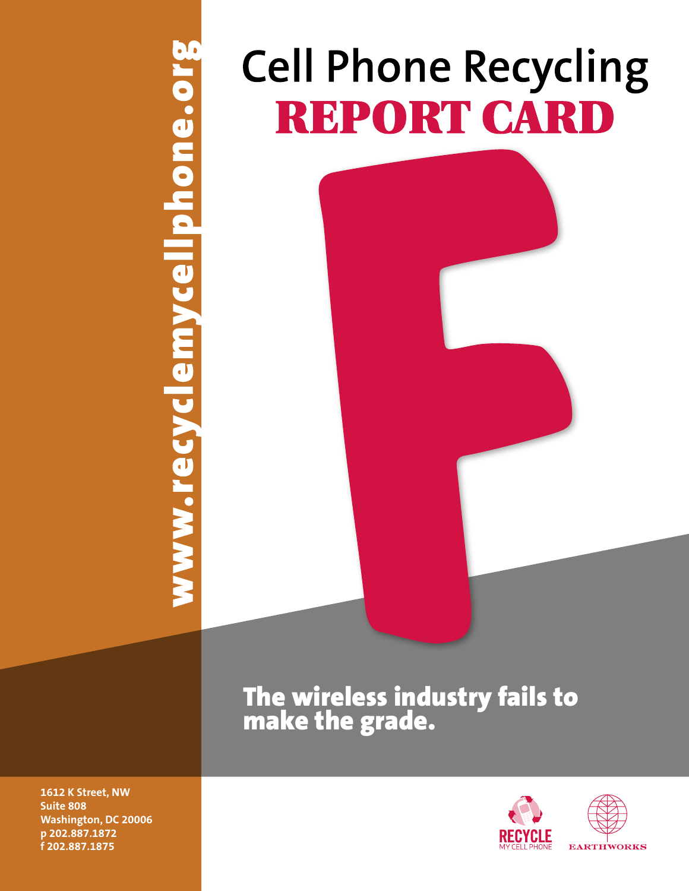www.recyclemycellphone.org

# Cell Phone Recycling REPORT CARD

F

**The wireless industry fails to make the grade.**

**1612 K Street, NW**
**Suite 808**
**Washington, DC 20006**
**p 202.887.1872**
**f 202.887.1875**

RECYCLE MY CELL PHONE

EARTHWORKS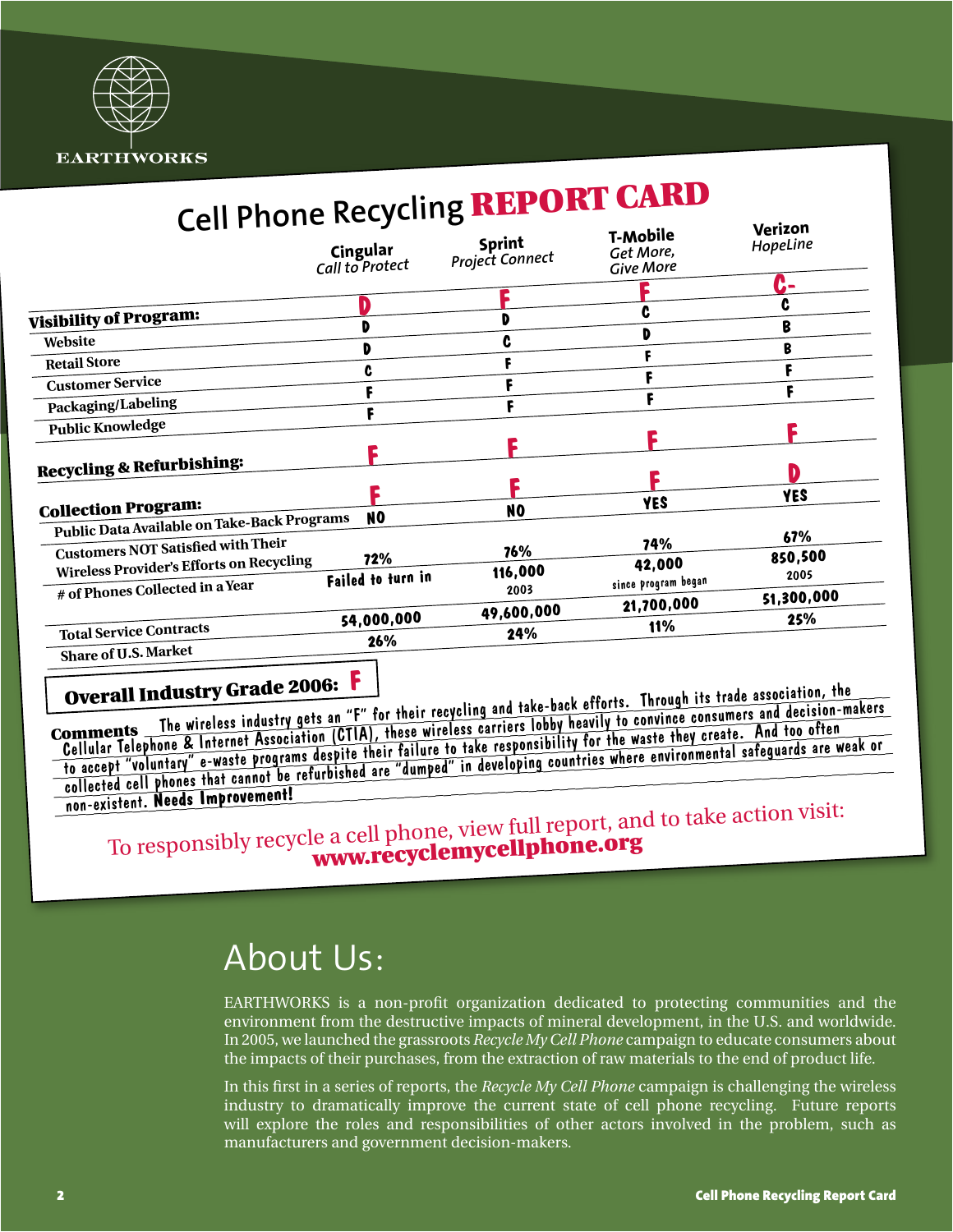EARTHWORKS

# Cell Phone Recycling REPORT CARD

| | Cingular *Call to Protect* | Sprint *Project Connect* | T-Mobile *Get More, Give More* | Verizon *HopeLine* |
|---|---|---|---|---|
| | **D** | **F** | **F** | **C-** |
| **Visibility of Program:** | D | D | C | C |
| Website | D | C | D | B |
| Retail Store | C | F | F | B |
| Customer Service | F | F | F | F |
| Packaging/Labeling | F | F | F | F |
| Public Knowledge | | | | |
| **Recycling & Refurbishing:** | **F** | **F** | **F** | **F** |
| **Collection Program:** | **F** | **F** | **F** | **D** |
| Public Data Available on Take-Back Programs | NO | NO | YES | YES |
| Customers NOT Satisfied with Their Wireless Provider's Efforts on Recycling | 72% | 76% | 74% | 67% |
| # of Phones Collected in a Year | Failed to turn in | 116,000 (2003) | 42,000 (since program began) | 850,500 (2005) |
| Total Service Contracts | 54,000,000 | 49,600,000 | 21,700,000 | 51,300,000 |
| Share of U.S. Market | 26% | 24% | 11% | 25% |

**Overall Industry Grade 2006: F**

**Comments** The wireless industry gets an "F" for their recycling and take-back efforts. Through its trade association, the Cellular Telephone & Internet Association (CTIA), these wireless carriers lobby heavily to convince consumers and decision-makers to accept "voluntary" e-waste programs despite their failure to take responsibility for the waste they create. And too often collected cell phones that cannot be refurbished are "dumped" in developing countries where environmental safeguards are weak or non-existent. **Needs Improvement!**

To responsibly recycle a cell phone, view full report, and to take action visit:
**www.recyclemycellphone.org**

# About Us:

EARTHWORKS is a non-profit organization dedicated to protecting communities and the environment from the destructive impacts of mineral development, in the U.S. and worldwide. In 2005, we launched the grassroots *Recycle My Cell Phone* campaign to educate consumers about the impacts of their purchases, from the extraction of raw materials to the end of product life.

In this first in a series of reports, the *Recycle My Cell Phone* campaign is challenging the wireless industry to dramatically improve the current state of cell phone recycling. Future reports will explore the roles and responsibilities of other actors involved in the problem, such as manufacturers and government decision-makers.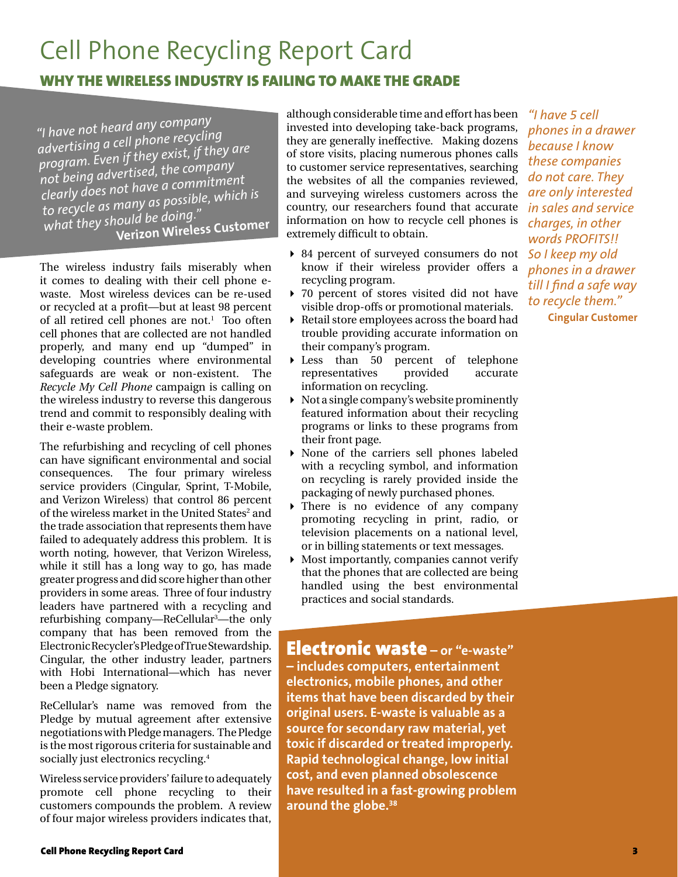# Cell Phone Recycling Report Card

## WHY THE WIRELESS INDUSTRY IS FAILING TO MAKE THE GRADE

*"I have not heard any company advertising a cell phone recycling program. Even if they exist, if they are not being advertised, the company clearly does not have a commitment to recycle as many as possible, which is what they should be doing."*
**Verizon Wireless Customer**

The wireless industry fails miserably when it comes to dealing with their cell phone e-waste. Most wireless devices can be re-used or recycled at a profit—but at least 98 percent of all retired cell phones are not.[1] Too often cell phones that are collected are not handled properly, and many end up "dumped" in developing countries where environmental safeguards are weak or non-existent. The *Recycle My Cell Phone* campaign is calling on the wireless industry to reverse this dangerous trend and commit to responsibly dealing with their e-waste problem.

The refurbishing and recycling of cell phones can have significant environmental and social consequences. The four primary wireless service providers (Cingular, Sprint, T-Mobile, and Verizon Wireless) that control 86 percent of the wireless market in the United States[2] and the trade association that represents them have failed to adequately address this problem. It is worth noting, however, that Verizon Wireless, while it still has a long way to go, has made greater progress and did score higher than other providers in some areas. Three of four industry leaders have partnered with a recycling and refurbishing company—ReCellular[3]—the only company that has been removed from the Electronic Recycler's Pledge of True Stewardship. Cingular, the other industry leader, partners with Hobi International—which has never been a Pledge signatory.

ReCellular's name was removed from the Pledge by mutual agreement after extensive negotiations with Pledge managers. The Pledge is the most rigorous criteria for sustainable and socially just electronics recycling.[4]

Wireless service providers' failure to adequately promote cell phone recycling to their customers compounds the problem. A review of four major wireless providers indicates that, although considerable time and effort has been invested into developing take-back programs, they are generally ineffective. Making dozens of store visits, placing numerous phones calls to customer service representatives, searching the websites of all the companies reviewed, and surveying wireless customers across the country, our researchers found that accurate information on how to recycle cell phones is extremely difficult to obtain.

- 84 percent of surveyed consumers do not know if their wireless provider offers a recycling program.
- 70 percent of stores visited did not have visible drop-offs or promotional materials.
- Retail store employees across the board had trouble providing accurate information on their company's program.
- Less than 50 percent of telephone representatives provided accurate information on recycling.
- Not a single company's website prominently featured information about their recycling programs or links to these programs from their front page.
- None of the carriers sell phones labeled with a recycling symbol, and information on recycling is rarely provided inside the packaging of newly purchased phones.
- There is no evidence of any company promoting recycling in print, radio, or television placements on a national level, or in billing statements or text messages.
- Most importantly, companies cannot verify that the phones that are collected are being handled using the best environmental practices and social standards.

*"I have 5 cell phones in a drawer because I know these companies do not care. They are only interested in sales and service charges, in other words PROFITS!! So I keep my old phones in a drawer till I find a safe way to recycle them."*
**Cingular Customer**

**Electronic waste – or "e-waste" – includes computers, entertainment electronics, mobile phones, and other items that have been discarded by their original users. E-waste is valuable as a source for secondary raw material, yet toxic if discarded or treated improperly. Rapid technological change, low initial cost, and even planned obsolescence have resulted in a fast-growing problem around the globe.[38]**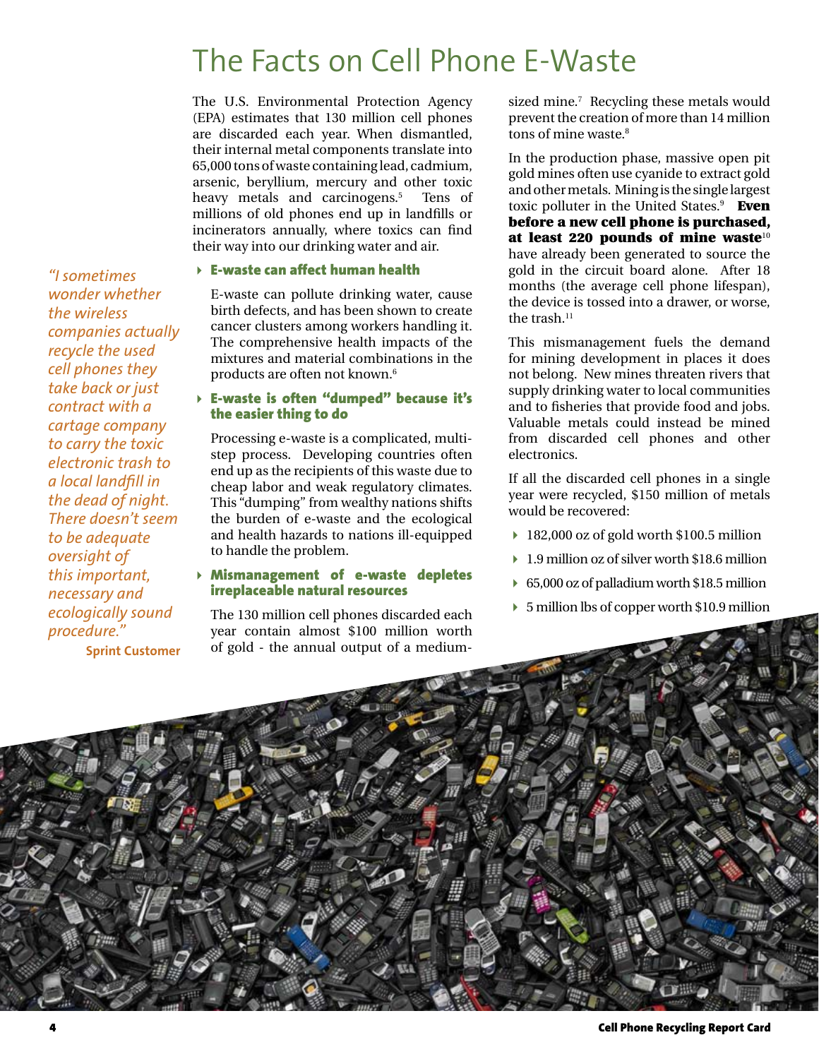# The Facts on Cell Phone E-Waste

*"I sometimes wonder whether the wireless companies actually recycle the used cell phones they take back or just contract with a cartage company to carry the toxic electronic trash to a local landfill in the dead of night. There doesn't seem to be adequate oversight of this important, necessary and ecologically sound procedure."*

**Sprint Customer**

The U.S. Environmental Protection Agency (EPA) estimates that 130 million cell phones are discarded each year. When dismantled, their internal metal components translate into 65,000 tons of waste containing lead, cadmium, arsenic, beryllium, mercury and other toxic heavy metals and carcinogens.[5] Tens of millions of old phones end up in landfills or incinerators annually, where toxics can find their way into our drinking water and air.

### E-waste can affect human health

E-waste can pollute drinking water, cause birth defects, and has been shown to create cancer clusters among workers handling it. The comprehensive health impacts of the mixtures and material combinations in the products are often not known.[6]

### E-waste is often "dumped" because it's the easier thing to do

Processing e-waste is a complicated, multi-step process. Developing countries often end up as the recipients of this waste due to cheap labor and weak regulatory climates. This "dumping" from wealthy nations shifts the burden of e-waste and the ecological and health hazards to nations ill-equipped to handle the problem.

### Mismanagement of e-waste depletes irreplaceable natural resources

The 130 million cell phones discarded each year contain almost $100 million worth of gold - the annual output of a medium-sized mine.[7] Recycling these metals would prevent the creation of more than 14 million tons of mine waste.[8]

In the production phase, massive open pit gold mines often use cyanide to extract gold and other metals. Mining is the single largest toxic polluter in the United States.[9] **Even before a new cell phone is purchased, at least 220 pounds of mine waste**[10] have already been generated to source the gold in the circuit board alone. After 18 months (the average cell phone lifespan), the device is tossed into a drawer, or worse, the trash.[11]

This mismanagement fuels the demand for mining development in places it does not belong. New mines threaten rivers that supply drinking water to local communities and to fisheries that provide food and jobs. Valuable metals could instead be mined from discarded cell phones and other electronics.

If all the discarded cell phones in a single year were recycled, $150 million of metals would be recovered:

- 182,000 oz of gold worth $100.5 million
- 1.9 million oz of silver worth $18.6 million
- 65,000 oz of palladium worth $18.5 million
- 5 million lbs of copper worth $10.9 million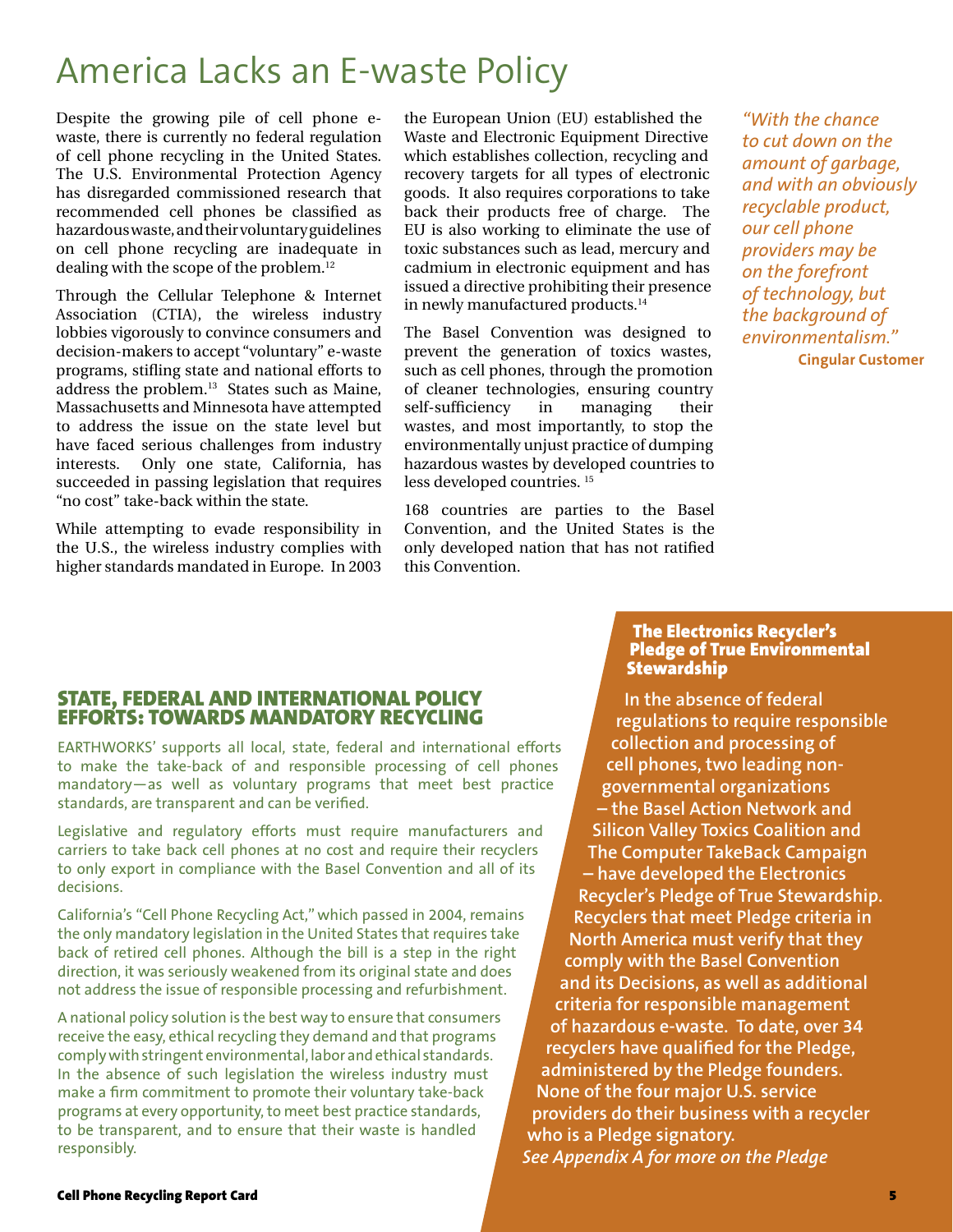# America Lacks an E-waste Policy

Despite the growing pile of cell phone e-waste, there is currently no federal regulation of cell phone recycling in the United States. The U.S. Environmental Protection Agency has disregarded commissioned research that recommended cell phones be classified as hazardous waste, and their voluntary guidelines on cell phone recycling are inadequate in dealing with the scope of the problem.[12]

Through the Cellular Telephone & Internet Association (CTIA), the wireless industry lobbies vigorously to convince consumers and decision-makers to accept "voluntary" e-waste programs, stifling state and national efforts to address the problem.[13] States such as Maine, Massachusetts and Minnesota have attempted to address the issue on the state level but have faced serious challenges from industry interests. Only one state, California, has succeeded in passing legislation that requires "no cost" take-back within the state.

While attempting to evade responsibility in the U.S., the wireless industry complies with higher standards mandated in Europe. In 2003 the European Union (EU) established the Waste and Electronic Equipment Directive which establishes collection, recycling and recovery targets for all types of electronic goods. It also requires corporations to take back their products free of charge. The EU is also working to eliminate the use of toxic substances such as lead, mercury and cadmium in electronic equipment and has issued a directive prohibiting their presence in newly manufactured products.[14]

The Basel Convention was designed to prevent the generation of toxics wastes, such as cell phones, through the promotion of cleaner technologies, ensuring country self-sufficiency in managing their wastes, and most importantly, to stop the environmentally unjust practice of dumping hazardous wastes by developed countries to less developed countries.[15]

168 countries are parties to the Basel Convention, and the United States is the only developed nation that has not ratified this Convention.

*"With the chance to cut down on the amount of garbage, and with an obviously recyclable product, our cell phone providers may be on the forefront of technology, but the background of environmentalism."*
**Cingular Customer**

## STATE, FEDERAL AND INTERNATIONAL POLICY EFFORTS: TOWARDS MANDATORY RECYCLING

EARTHWORKS' supports all local, state, federal and international efforts to make the take-back of and responsible processing of cell phones mandatory—as well as voluntary programs that meet best practice standards, are transparent and can be verified.

Legislative and regulatory efforts must require manufacturers and carriers to take back cell phones at no cost and require their recyclers to only export in compliance with the Basel Convention and all of its decisions.

California's "Cell Phone Recycling Act," which passed in 2004, remains the only mandatory legislation in the United States that requires take back of retired cell phones. Although the bill is a step in the right direction, it was seriously weakened from its original state and does not address the issue of responsible processing and refurbishment.

A national policy solution is the best way to ensure that consumers receive the easy, ethical recycling they demand and that programs comply with stringent environmental, labor and ethical standards. In the absence of such legislation the wireless industry must make a firm commitment to promote their voluntary take-back programs at every opportunity, to meet best practice standards, to be transparent, and to ensure that their waste is handled responsibly.

### The Electronics Recycler's Pledge of True Environmental Stewardship

**In the absence of federal regulations to require responsible collection and processing of cell phones, two leading non-governmental organizations – the Basel Action Network and Silicon Valley Toxics Coalition and The Computer TakeBack Campaign – have developed the Electronics Recycler's Pledge of True Stewardship. Recyclers that meet Pledge criteria in North America must verify that they comply with the Basel Convention and its Decisions, as well as additional criteria for responsible management of hazardous e-waste. To date, over 34 recyclers have qualified for the Pledge, administered by the Pledge founders. None of the four major U.S. service providers do their business with a recycler who is a Pledge signatory.**

***See Appendix A for more on the Pledge***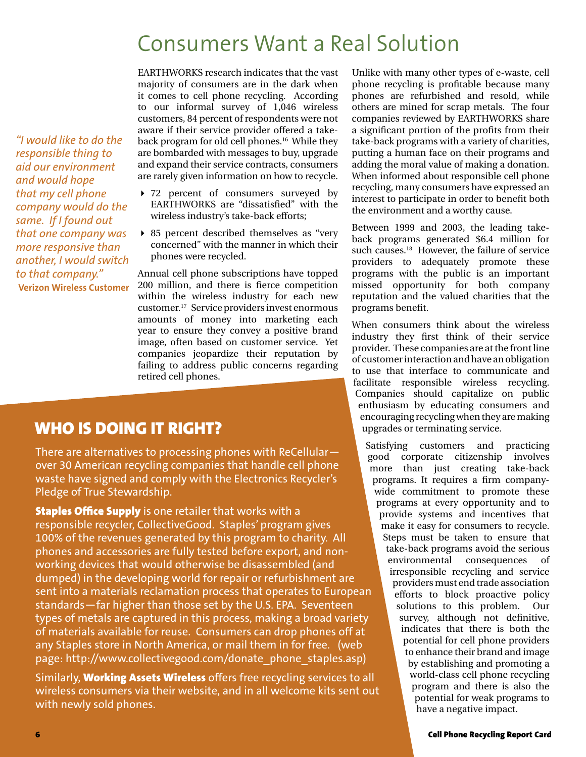# Consumers Want a Real Solution

*"I would like to do the responsible thing to aid our environment and would hope that my cell phone company would do the same. If I found out that one company was more responsive than another, I would switch to that company."*
**Verizon Wireless Customer**

EARTHWORKS research indicates that the vast majority of consumers are in the dark when it comes to cell phone recycling. According to our informal survey of 1,046 wireless customers, 84 percent of respondents were not aware if their service provider offered a take-back program for old cell phones.[16] While they are bombarded with messages to buy, upgrade and expand their service contracts, consumers are rarely given information on how to recycle.

- 72 percent of consumers surveyed by EARTHWORKS are "dissatisfied" with the wireless industry's take-back efforts;
- 85 percent described themselves as "very concerned" with the manner in which their phones were recycled.

Annual cell phone subscriptions have topped 200 million, and there is fierce competition within the wireless industry for each new customer.[17] Service providers invest enormous amounts of money into marketing each year to ensure they convey a positive brand image, often based on customer service. Yet companies jeopardize their reputation by failing to address public concerns regarding retired cell phones.

Unlike with many other types of e-waste, cell phone recycling is profitable because many phones are refurbished and resold, while others are mined for scrap metals. The four companies reviewed by EARTHWORKS share a significant portion of the profits from their take-back programs with a variety of charities, putting a human face on their programs and adding the moral value of making a donation. When informed about responsible cell phone recycling, many consumers have expressed an interest to participate in order to benefit both the environment and a worthy cause.

Between 1999 and 2003, the leading take-back programs generated $6.4 million for such causes.[18] However, the failure of service providers to adequately promote these programs with the public is an important missed opportunity for both company reputation and the valued charities that the programs benefit.

When consumers think about the wireless industry they first think of their service provider. These companies are at the front line of customer interaction and have an obligation to use that interface to communicate and facilitate responsible wireless recycling. Companies should capitalize on public enthusiasm by educating consumers and encouraging recycling when they are making upgrades or terminating service.

Satisfying customers and practicing good corporate citizenship involves more than just creating take-back programs. It requires a firm company-wide commitment to promote these programs at every opportunity and to provide systems and incentives that make it easy for consumers to recycle. Steps must be taken to ensure that take-back programs avoid the serious environmental consequences of irresponsible recycling and service providers must end trade association efforts to block proactive policy solutions to this problem. Our survey, although not definitive, indicates that there is both the potential for cell phone providers to enhance their brand and image by establishing and promoting a world-class cell phone recycling program and there is also the potential for weak programs to have a negative impact.

## WHO IS DOING IT RIGHT?

There are alternatives to processing phones with ReCellular—over 30 American recycling companies that handle cell phone waste have signed and comply with the Electronics Recycler's Pledge of True Stewardship.

**Staples Office Supply** is one retailer that works with a responsible recycler, CollectiveGood. Staples' program gives 100% of the revenues generated by this program to charity. All phones and accessories are fully tested before export, and non-working devices that would otherwise be disassembled (and dumped) in the developing world for repair or refurbishment are sent into a materials reclamation process that operates to European standards—far higher than those set by the U.S. EPA. Seventeen types of metals are captured in this process, making a broad variety of materials available for reuse. Consumers can drop phones off at any Staples store in North America, or mail them in for free. (web page: http://www.collectivegood.com/donate_phone_staples.asp)

Similarly, **Working Assets Wireless** offers free recycling services to all wireless consumers via their website, and in all welcome kits sent out with newly sold phones.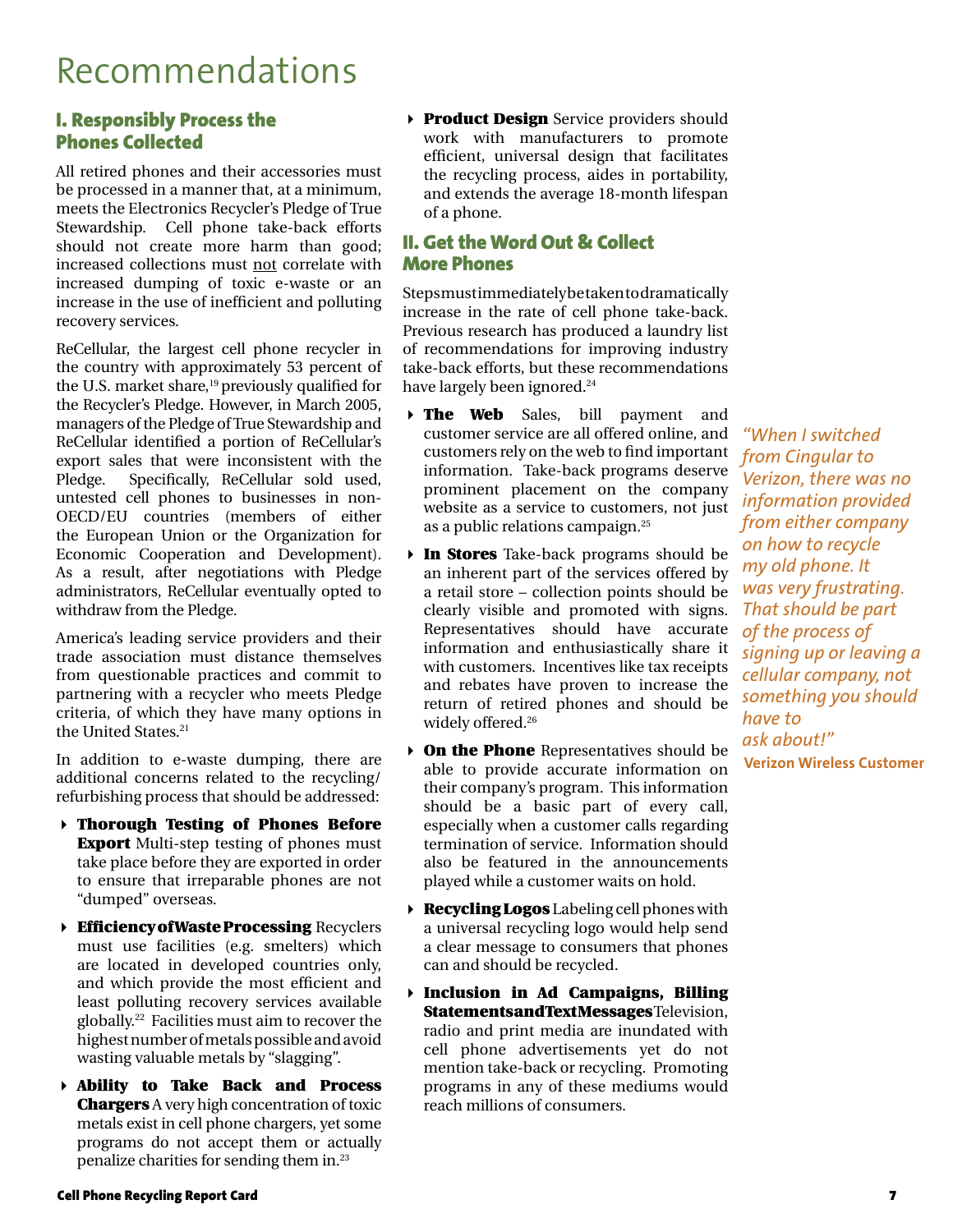# Recommendations

## I. Responsibly Process the Phones Collected

All retired phones and their accessories must be processed in a manner that, at a minimum, meets the Electronics Recycler's Pledge of True Stewardship. Cell phone take-back efforts should not create more harm than good; increased collections must not correlate with increased dumping of toxic e-waste or an increase in the use of inefficient and polluting recovery services.

ReCellular, the largest cell phone recycler in the country with approximately 53 percent of the U.S. market share,[19] previously qualified for the Recycler's Pledge. However, in March 2005, managers of the Pledge of True Stewardship and ReCellular identified a portion of ReCellular's export sales that were inconsistent with the Pledge. Specifically, ReCellular sold used, untested cell phones to businesses in non-OECD/EU countries (members of either the European Union or the Organization for Economic Cooperation and Development). As a result, after negotiations with Pledge administrators, ReCellular eventually opted to withdraw from the Pledge.

America's leading service providers and their trade association must distance themselves from questionable practices and commit to partnering with a recycler who meets Pledge criteria, of which they have many options in the United States.[21]

In addition to e-waste dumping, there are additional concerns related to the recycling/refurbishing process that should be addressed:

- **Thorough Testing of Phones Before Export** Multi-step testing of phones must take place before they are exported in order to ensure that irreparable phones are not "dumped" overseas.
- **Efficiency of Waste Processing** Recyclers must use facilities (e.g. smelters) which are located in developed countries only, and which provide the most efficient and least polluting recovery services available globally.[22] Facilities must aim to recover the highest number of metals possible and avoid wasting valuable metals by "slagging".
- **Ability to Take Back and Process Chargers** A very high concentration of toxic metals exist in cell phone chargers, yet some programs do not accept them or actually penalize charities for sending them in.[23]
- **Product Design** Service providers should work with manufacturers to promote efficient, universal design that facilitates the recycling process, aides in portability, and extends the average 18-month lifespan of a phone.

## II. Get the Word Out & Collect More Phones

Steps must immediately be taken to dramatically increase in the rate of cell phone take-back. Previous research has produced a laundry list of recommendations for improving industry take-back efforts, but these recommendations have largely been ignored.[24]

- **The Web** Sales, bill payment and customer service are all offered online, and customers rely on the web to find important information. Take-back programs deserve prominent placement on the company website as a service to customers, not just as a public relations campaign.[25]
- **In Stores** Take-back programs should be an inherent part of the services offered by a retail store – collection points should be clearly visible and promoted with signs. Representatives should have accurate information and enthusiastically share it with customers. Incentives like tax receipts and rebates have proven to increase the return of retired phones and should be widely offered.[26]
- **On the Phone** Representatives should be able to provide accurate information on their company's program. This information should be a basic part of every call, especially when a customer calls regarding termination of service. Information should also be featured in the announcements played while a customer waits on hold.
- **Recycling Logos** Labeling cell phones with a universal recycling logo would help send a clear message to consumers that phones can and should be recycled.
- **Inclusion in Ad Campaigns, Billing Statements and Text Messages** Television, radio and print media are inundated with cell phone advertisements yet do not mention take-back or recycling. Promoting programs in any of these mediums would reach millions of consumers.

*"When I switched from Cingular to Verizon, there was no information provided from either company on how to recycle my old phone. It was very frustrating. That should be part of the process of signing up or leaving a cellular company, not something you should have to ask about!"*
**Verizon Wireless Customer**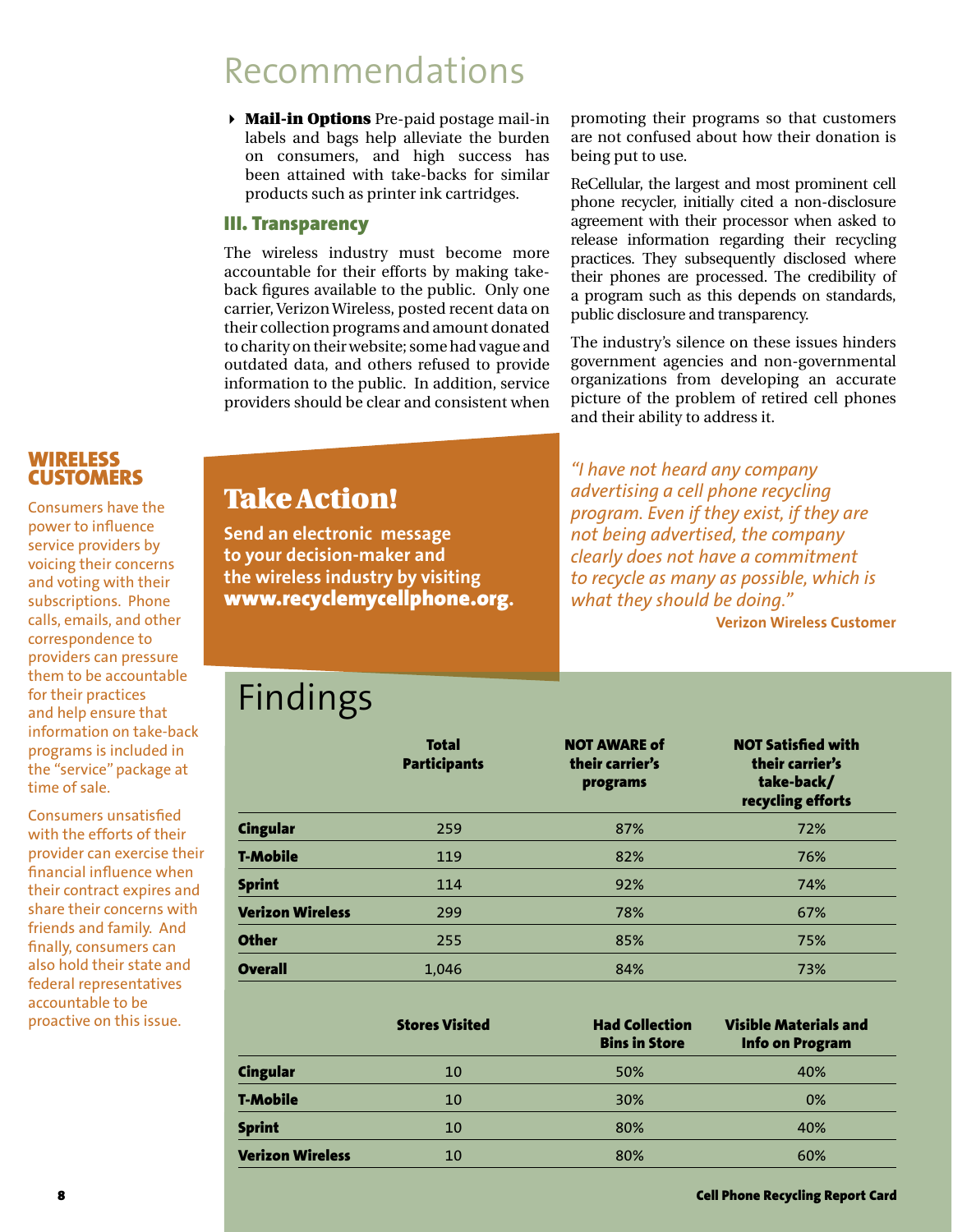# Recommendations

- **Mail-in Options** Pre-paid postage mail-in labels and bags help alleviate the burden on consumers, and high success has been attained with take-backs for similar products such as printer ink cartridges.

### III. Transparency

The wireless industry must become more accountable for their efforts by making take-back figures available to the public. Only one carrier, Verizon Wireless, posted recent data on their collection programs and amount donated to charity on their website; some had vague and outdated data, and others refused to provide information to the public. In addition, service providers should be clear and consistent when promoting their programs so that customers are not confused about how their donation is being put to use.

ReCellular, the largest and most prominent cell phone recycler, initially cited a non-disclosure agreement with their processor when asked to release information regarding their recycling practices. They subsequently disclosed where their phones are processed. The credibility of a program such as this depends on standards, public disclosure and transparency.

The industry's silence on these issues hinders government agencies and non-governmental organizations from developing an accurate picture of the problem of retired cell phones and their ability to address it.

## WIRELESS CUSTOMERS

Consumers have the power to influence service providers by voicing their concerns and voting with their subscriptions. Phone calls, emails, and other correspondence to providers can pressure them to be accountable for their practices and help ensure that information on take-back programs is included in the "service" package at time of sale.

Consumers unsatisfied with the efforts of their provider can exercise their financial influence when their contract expires and share their concerns with friends and family. And finally, consumers can also hold their state and federal representatives accountable to be proactive on this issue.

## Take Action!

**Send an electronic message to your decision-maker and the wireless industry by visiting www.recyclemycellphone.org.**

*"I have not heard any company advertising a cell phone recycling program. Even if they exist, if they are not being advertised, the company clearly does not have a commitment to recycle as many as possible, which is what they should be doing."*

**Verizon Wireless Customer**

# Findings

| | Total Participants | NOT AWARE of their carrier's programs | NOT Satisfied with their carrier's take-back/ recycling efforts |
|---|---|---|---|
| **Cingular** | 259 | 87% | 72% |
| **T-Mobile** | 119 | 82% | 76% |
| **Sprint** | 114 | 92% | 74% |
| **Verizon Wireless** | 299 | 78% | 67% |
| **Other** | 255 | 85% | 75% |
| **Overall** | 1,046 | 84% | 73% |

| | Stores Visited | Had Collection Bins in Store | Visible Materials and Info on Program |
|---|---|---|---|
| **Cingular** | 10 | 50% | 40% |
| **T-Mobile** | 10 | 30% | 0% |
| **Sprint** | 10 | 80% | 40% |
| **Verizon Wireless** | 10 | 80% | 60% |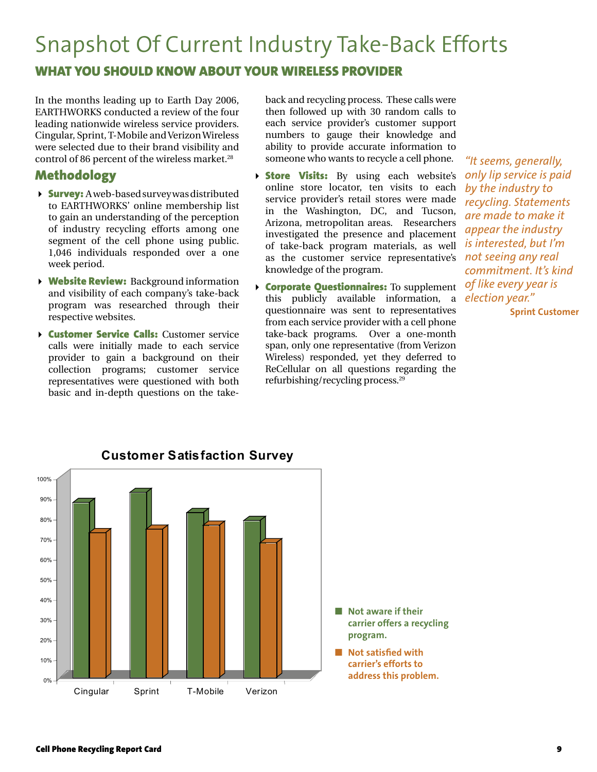# Snapshot Of Current Industry Take-Back Efforts

## WHAT YOU SHOULD KNOW ABOUT YOUR WIRELESS PROVIDER

In the months leading up to Earth Day 2006, EARTHWORKS conducted a review of the four leading nationwide wireless service providers. Cingular, Sprint, T-Mobile and Verizon Wireless were selected due to their brand visibility and control of 86 percent of the wireless market.[28]

## Methodology

- **Survey:** A web-based survey was distributed to EARTHWORKS' online membership list to gain an understanding of the perception of industry recycling efforts among one segment of the cell phone using public. 1,046 individuals responded over a one week period.
- **Website Review:** Background information and visibility of each company's take-back program was researched through their respective websites.
- **Customer Service Calls:** Customer service calls were initially made to each service provider to gain a background on their collection programs; customer service representatives were questioned with both basic and in-depth questions on the take-back and recycling process. These calls were then followed up with 30 random calls to each service provider's customer support numbers to gauge their knowledge and ability to provide accurate information to someone who wants to recycle a cell phone.
- **Store Visits:** By using each website's online store locator, ten visits to each service provider's retail stores were made in the Washington, DC, and Tucson, Arizona, metropolitan areas. Researchers investigated the presence and placement of take-back program materials, as well as the customer service representative's knowledge of the program.
- **Corporate Questionnaires:** To supplement this publicly available information, a questionnaire was sent to representatives from each service provider with a cell phone take-back programs. Over a one-month span, only one representative (from Verizon Wireless) responded, yet they deferred to ReCellular on all questions regarding the refurbishing/recycling process.[29]

*"It seems, generally, only lip service is paid by the industry to recycling. Statements are made to make it appear the industry is interested, but I'm not seeing any real commitment. It's kind of like every year is election year."*

**Sprint Customer**

**Customer Satisfaction Survey**

| | Cingular | Sprint | T-Mobile | Verizon |
|---|---|---|---|---|
| Not aware if their carrier offers a recycling program. | ~87% | ~92% | ~82% | ~78% |
| Not satisfied with carrier's efforts to address this problem. | ~72% | ~74% | ~76% | ~67% |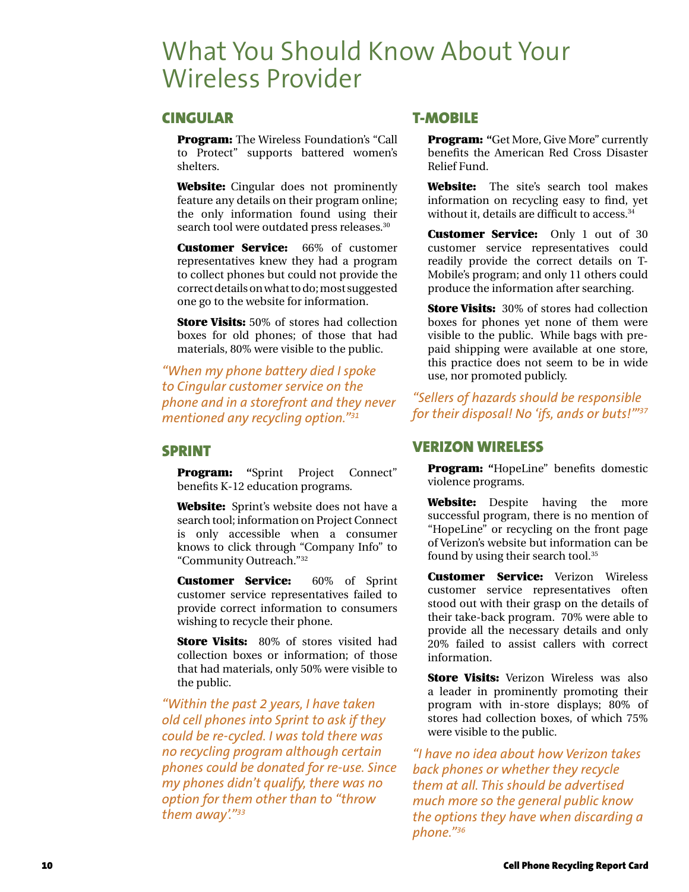# What You Should Know About Your Wireless Provider

## CINGULAR

**Program:** The Wireless Foundation's "Call to Protect" supports battered women's shelters.

**Website:** Cingular does not prominently feature any details on their program online; the only information found using their search tool were outdated press releases.[30]

**Customer Service:** 66% of customer representatives knew they had a program to collect phones but could not provide the correct details on what to do; most suggested one go to the website for information.

**Store Visits:** 50% of stores had collection boxes for old phones; of those that had materials, 80% were visible to the public.

*"When my phone battery died I spoke to Cingular customer service on the phone and in a storefront and they never mentioned any recycling option."[31]*

## SPRINT

**Program:** "Sprint Project Connect" benefits K-12 education programs.

**Website:** Sprint's website does not have a search tool; information on Project Connect is only accessible when a consumer knows to click through "Company Info" to "Community Outreach."[32]

**Customer Service:** 60% of Sprint customer service representatives failed to provide correct information to consumers wishing to recycle their phone.

**Store Visits:** 80% of stores visited had collection boxes or information; of those that had materials, only 50% were visible to the public.

*"Within the past 2 years, I have taken old cell phones into Sprint to ask if they could be re-cycled. I was told there was no recycling program although certain phones could be donated for re-use. Since my phones didn't qualify, there was no option for them other than to "throw them away'."[33]*

## T-MOBILE

**Program:** "Get More, Give More" currently benefits the American Red Cross Disaster Relief Fund.

**Website:** The site's search tool makes information on recycling easy to find, yet without it, details are difficult to access.[34]

**Customer Service:** Only 1 out of 30 customer service representatives could readily provide the correct details on T-Mobile's program; and only 11 others could produce the information after searching.

**Store Visits:** 30% of stores had collection boxes for phones yet none of them were visible to the public. While bags with pre-paid shipping were available at one store, this practice does not seem to be in wide use, nor promoted publicly.

*"Sellers of hazards should be responsible for their disposal! No 'ifs, ands or buts!'"[37]*

## VERIZON WIRELESS

**Program:** "HopeLine" benefits domestic violence programs.

**Website:** Despite having the more successful program, there is no mention of "HopeLine" or recycling on the front page of Verizon's website but information can be found by using their search tool.[35]

**Customer Service:** Verizon Wireless customer service representatives often stood out with their grasp on the details of their take-back program. 70% were able to provide all the necessary details and only 20% failed to assist callers with correct information.

**Store Visits:** Verizon Wireless was also a leader in prominently promoting their program with in-store displays; 80% of stores had collection boxes, of which 75% were visible to the public.

*"I have no idea about how Verizon takes back phones or whether they recycle them at all. This should be advertised much more so the general public know the options they have when discarding a phone."[36]*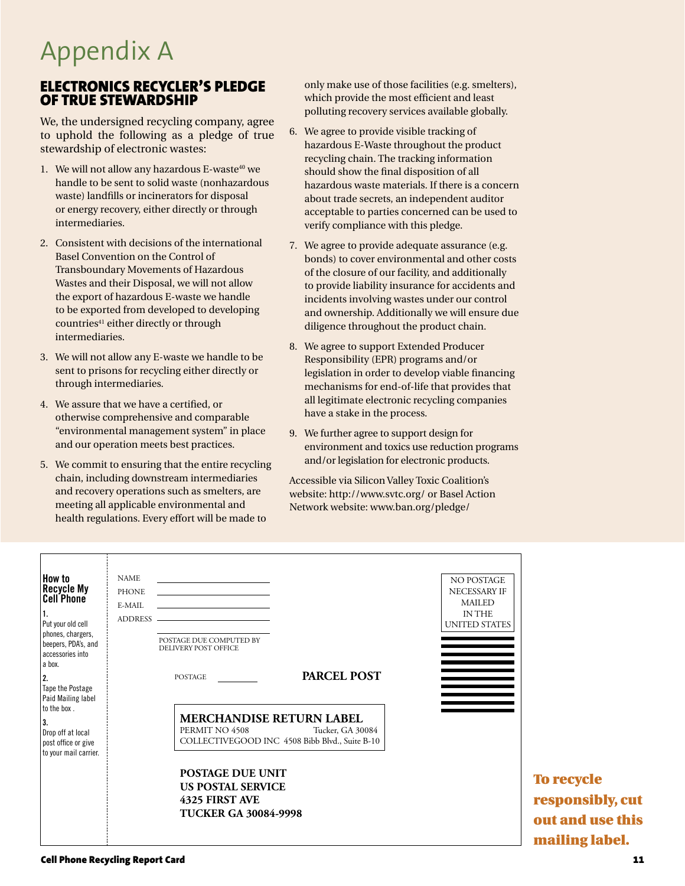# Appendix A

## ELECTRONICS RECYCLER'S PLEDGE OF TRUE STEWARDSHIP

We, the undersigned recycling company, agree to uphold the following as a pledge of true stewardship of electronic wastes:

1. We will not allow any hazardous E-waste[40] we handle to be sent to solid waste (nonhazardous waste) landfills or incinerators for disposal or energy recovery, either directly or through intermediaries.
2. Consistent with decisions of the international Basel Convention on the Control of Transboundary Movements of Hazardous Wastes and their Disposal, we will not allow the export of hazardous E-waste we handle to be exported from developed to developing countries[41] either directly or through intermediaries.
3. We will not allow any E-waste we handle to be sent to prisons for recycling either directly or through intermediaries.
4. We assure that we have a certified, or otherwise comprehensive and comparable "environmental management system" in place and our operation meets best practices.
5. We commit to ensuring that the entire recycling chain, including downstream intermediaries and recovery operations such as smelters, are meeting all applicable environmental and health regulations. Every effort will be made to only make use of those facilities (e.g. smelters), which provide the most efficient and least polluting recovery services available globally.
6. We agree to provide visible tracking of hazardous E-Waste throughout the product recycling chain. The tracking information should show the final disposition of all hazardous waste materials. If there is a concern about trade secrets, an independent auditor acceptable to parties concerned can be used to verify compliance with this pledge.
7. We agree to provide adequate assurance (e.g. bonds) to cover environmental and other costs of the closure of our facility, and additionally to provide liability insurance for accidents and incidents involving wastes under our control and ownership. Additionally we will ensure due diligence throughout the product chain.
8. We agree to support Extended Producer Responsibility (EPR) programs and/or legislation in order to develop viable financing mechanisms for end-of-life that provides that all legitimate electronic recycling companies have a stake in the process.
9. We further agree to support design for environment and toxics use reduction programs and/or legislation for electronic products.

Accessible via Silicon Valley Toxic Coalition's website: http://www.svtc.org/ or Basel Action Network website: www.ban.org/pledge/

---

**How to Recycle My Cell Phone**

1. Put your old cell phones, chargers, beepers, PDA's, and accessories into a box.
2. Tape the Postage Paid Mailing label to the box .
3. Drop off at local post office or give to your mail carrier.

NAME \_\_\_\_\_\_\_\_\_\_\_\_\_\_\_\_\_\_\_\_

PHONE \_\_\_\_\_\_\_\_\_\_\_\_\_\_\_\_\_\_\_\_

E-MAIL \_\_\_\_\_\_\_\_\_\_\_\_\_\_\_\_\_\_\_\_

ADDRESS \_\_\_\_\_\_\_\_\_\_\_\_\_\_\_\_\_\_\_\_

POSTAGE DUE COMPUTED BY DELIVERY POST OFFICE

POSTAGE \_\_\_\_\_\_\_\_

**PARCEL POST**

NO POSTAGE NECESSARY IF MAILED IN THE UNITED STATES

**MERCHANDISE RETURN LABEL**
PERMIT NO 4508 Tucker, GA 30084
COLLECTIVEGOOD INC 4508 Bibb Blvd., Suite B-10

**POSTAGE DUE UNIT**
**US POSTAL SERVICE**
**4325 FIRST AVE**
**TUCKER GA 30084-9998**

**To recycle responsibly, cut out and use this mailing label.**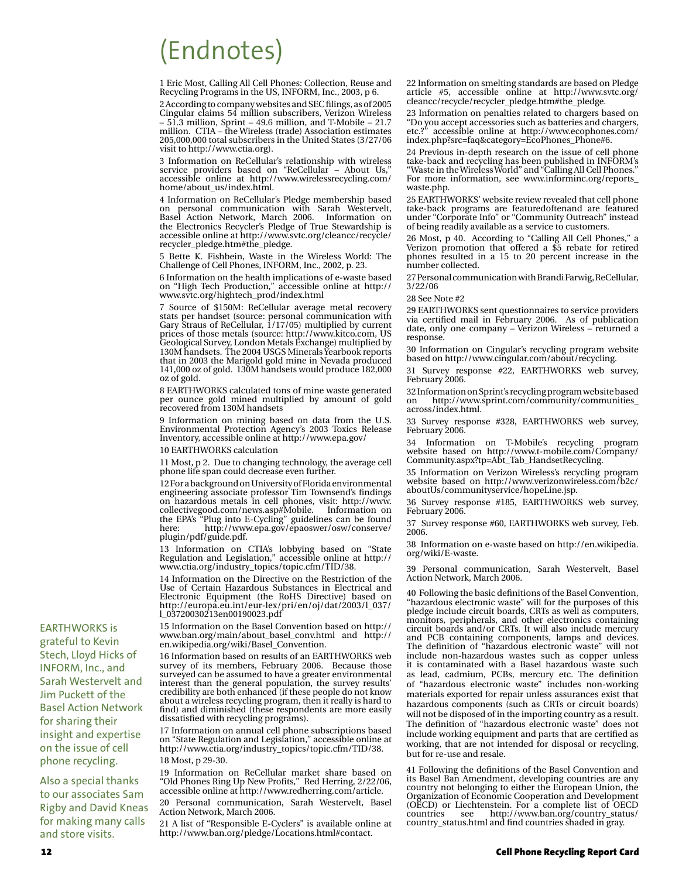# (Endnotes)

1 Eric Most, Calling All Cell Phones: Collection, Reuse and Recycling Programs in the US, INFORM, Inc., 2003, p 6.

2 According to company websites and SEC filings, as of 2005 Cingular claims 54 million subscribers, Verizon Wireless – 51.3 million, Sprint – 49.6 million, and T-Mobile – 21.7 million. CTIA – the Wireless (trade) Association estimates 205,000,000 total subscribers in the United States (3/27/06 visit to http://www.ctia.org).

3 Information on ReCellular's relationship with wireless service providers based on "ReCellular – About Us," accessible online at http://www.wirelessrecycling.com/home/about_us/index.html.

4 Information on ReCellular's Pledge membership based on personal communication with Sarah Westervelt, Basel Action Network, March 2006. Information on the Electronics Recycler's Pledge of True Stewardship is accessible online at http://www.svtc.org/cleancc/recycle/recycler_pledge.htm#the_pledge.

5 Bette K. Fishbein, Waste in the Wireless World: The Challenge of Cell Phones, INFORM, Inc., 2002, p. 23.

6 Information on the health implications of e-waste based on "High Tech Production," accessible online at http://www.svtc.org/hightech_prod/index.html

7 Source of $150M: ReCellular average metal recovery stats per handset (source: personal communication with Gary Straus of ReCellular, 1/17/05) multiplied by current prices of those metals (source: http://www.kitco.com, US Geological Survey, London Metals Exchange) multiplied by 130M handsets. The 2004 USGS Minerals Yearbook reports that in 2003 the Marigold gold mine in Nevada produced 141,000 oz of gold. 130M handsets would produce 182,000 oz of gold.

8 EARTHWORKS calculated tons of mine waste generated per ounce gold mined multiplied by amount of gold recovered from 130M handsets

9 Information on mining based on data from the U.S. Environmental Protection Agency's 2003 Toxics Release Inventory, accessible online at http://www.epa.gov/

10 EARTHWORKS calculation

11 Most, p 2. Due to changing technology, the average cell phone life span could decrease even further.

12 For a background on University of Florida environmental engineering associate professor Tim Townsend's findings on hazardous metals in cell phones, visit: http://www.collectivegood.com/news.asp#Mobile. Information on the EPA's "Plug into E-Cycling" guidelines can be found here: http://www.epa.gov/epaoswer/osw/conserve/plugin/pdf/guide.pdf.

13 Information on CTIA's lobbying based on "State Regulation and Legislation," accessible online at http://www.ctia.org/industry_topics/topic.cfm/TID/38.

14 Information on the Directive on the Restriction of the Use of Certain Hazardous Substances in Electrical and Electronic Equipment (the RoHS Directive) based on http://europa.eu.int/eur-lex/pri/en/oj/dat/2003/l_037/l_03720030213en00190023.pdf

15 Information on the Basel Convention based on http://www.ban.org/main/about_basel_conv.html and http://en.wikipedia.org/wiki/Basel_Convention.

16 Information based on results of an EARTHWORKS web survey of its members, February 2006. Because those surveyed can be assumed to have a greater environmental interest than the general population, the survey results' credibility are both enhanced (if these people do not know about a wireless recycling program, then it really is hard to find) and diminished (these respondents are more easily dissatisfied with recycling programs).

17 Information on annual cell phone subscriptions based on "State Regulation and Legislation," accessible online at http://www.ctia.org/industry_topics/topic.cfm/TID/38.

18 Most, p 29-30.

19 Information on ReCellular market share based on "Old Phones Ring Up New Profits," Red Herring, 2/22/06, accessible online at http://www.redherring.com/article.

20 Personal communication, Sarah Westervelt, Basel Action Network, March 2006.

21 A list of "Responsible E-Cyclers" is available online at http://www.ban.org/pledge/Locations.html#contact.

22 Information on smelting standards are based on Pledge article #5, accessible online at http://www.svtc.org/cleancc/recycle/recycler_pledge.htm#the_pledge.

23 Information on penalties related to chargers based on "Do you accept accessories such as batteries and chargers, etc.?" accessible online at http://www.ecophones.com/index.php?src=faq&category=EcoPhones_Phone#6.

24 Previous in-depth research on the issue of cell phone take-back and recycling has been published in INFORM's "Waste in the Wireless World" and "Calling All Cell Phones." For more information, see www.informinc.org/reports_waste.php.

25 EARTHWORKS' website review revealed that cell phone take-back programs are featuredoftenand are featured under "Corporate Info" or "Community Outreach" instead of being readily available as a service to customers.

26 Most, p 40. According to "Calling All Cell Phones," a Verizon promotion that offered a $5 rebate for retired phones resulted in a 15 to 20 percent increase in the number collected.

27 Personal communication with Brandi Farwig, ReCellular, 3/22/06

28 See Note #2

29 EARTHWORKS sent questionnaires to service providers via certified mail in February 2006. As of publication date, only one company – Verizon Wireless – returned a response.

30 Information on Cingular's recycling program website based on http://www.cingular.com/about/recycling.

31 Survey response #22, EARTHWORKS web survey, February 2006.

32 Information on Sprint's recycling program website based on http://www.sprint.com/community/communities_across/index.html.

33 Survey response #328, EARTHWORKS web survey, February 2006.

34 Information on T-Mobile's recycling program website based on http://www.t-mobile.com/Company/Community.aspx?tp=Abt_Tab_HandsetRecycling.

35 Information on Verizon Wireless's recycling program website based on http://www.verizonwireless.com/b2c/aboutUs/communityservice/hopeLine.jsp.

36 Survey response #185, EARTHWORKS web survey, February 2006.

37 Survey response #60, EARTHWORKS web survey, Feb. 2006.

38 Information on e-waste based on http://en.wikipedia.org/wiki/E-waste.

39 Personal communication, Sarah Westervelt, Basel Action Network, March 2006.

40 Following the basic definitions of the Basel Convention, "hazardous electronic waste" will for the purposes of this pledge include circuit boards, CRTs as well as computers, monitors, peripherals, and other electronics containing circuit boards and/or CRTs. It will also include mercury and PCB containing components, lamps and devices. The definition of "hazardous electronic waste" will not include non-hazardous wastes such as copper unless it is contaminated with a Basel hazardous waste such as lead, cadmium, PCBs, mercury etc. The definition of "hazardous electronic waste" includes non-working materials exported for repair unless assurances exist that hazardous components (such as CRTs or circuit boards) will not be disposed of in the importing country as a result. The definition of "hazardous electronic waste" does not include working equipment and parts that are certified as working, that are not intended for disposal or recycling, but for re-use and resale.

41 Following the definitions of the Basel Convention and its Basel Ban Amendment, developing countries are any country not belonging to either the European Union, the Organization of Economic Cooperation and Development (OECD) or Liechtenstein. For a complete list of OECD countries see http://www.ban.org/country_status/country_status.html and find countries shaded in gray.

EARTHWORKS is grateful to Kevin Stech, Lloyd Hicks of INFORM, Inc., and Sarah Westervelt and Jim Puckett of the Basel Action Network for sharing their insight and expertise on the issue of cell phone recycling.

Also a special thanks to our associates Sam Rigby and David Kneas for making many calls and store visits.